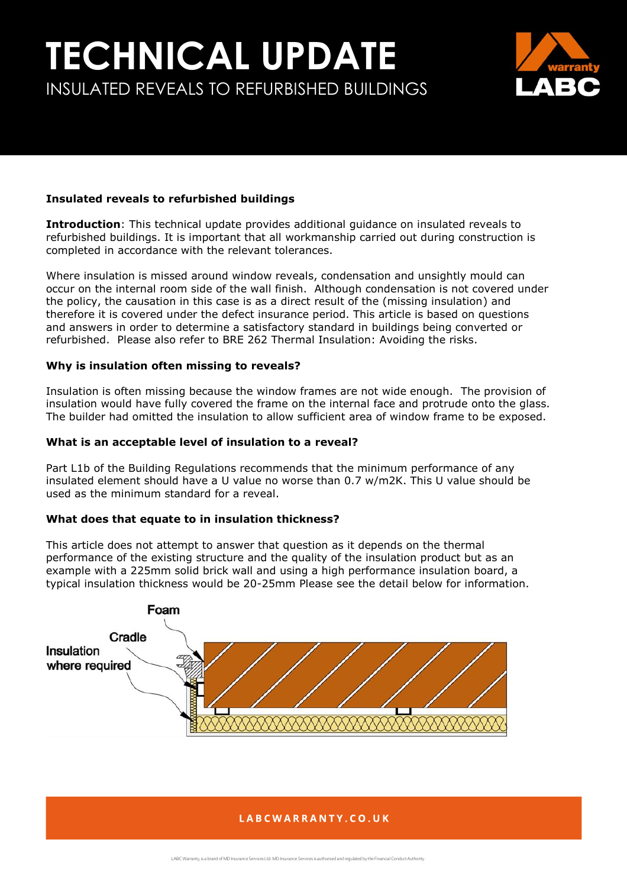# TECHNICAL UPDATE

INSULATED REVEALS TO REFURBISHED BUILDINGS

**Insulated reveals to refurbished buildings**

**Introduction**: This technical update provides additional guidance on insulated reveals to refurbished buildings. It is important that all workmanship carried out during construction is completed in accordance with the relevant tolerances.

Where insulation is missed around window reveals, condensation and unsightly mould can occur on the internal room side of the wall finish. Although condensation is not covered under the policy, the causation in this case is as a direct result of the (missing insulation) and therefore it is covered under the defect insurance period. This article is based on questions and answers in order to determine a satisfactory standard in buildings being converted or refurbished. Please also refer to BRE 262 Thermal Insulation: Avoiding the risks.

**Why is insulation often missing to reveals?**

Insulation is often missing because the window frames are not wide enough. The provision of insulation would have fully covered the frame on the internal face and protrude onto the glass. The builder had omitted the insulation to allow sufficient area of window frame to be exposed.

**What is an acceptable level of insulation to a reveal?**

Part L1b of the Building Regulations recommends that the minimum performance of any insulated element should have a U value no worse than 0.7 w/m2K. This U value should be used as the minimum standard for a reveal.

**What does that equate to in insulation thickness?**

This article does not attempt to answer that question as it depends on the thermal performance of the existing structure and the quality of the insulation product but as an example with a 225mm solid brick wall and using a high performance insulation board, a typical insulation thickness would be 20-25mm Please see the detail below for information.

Foam

Cradle

Insulation where required

LABCWARRANTY.CO.UK

LABC Warranty, is a brand of MD Insurance Services Ltd. MD Insurance Services is authorised and regulated by the Financial Conduct Authority.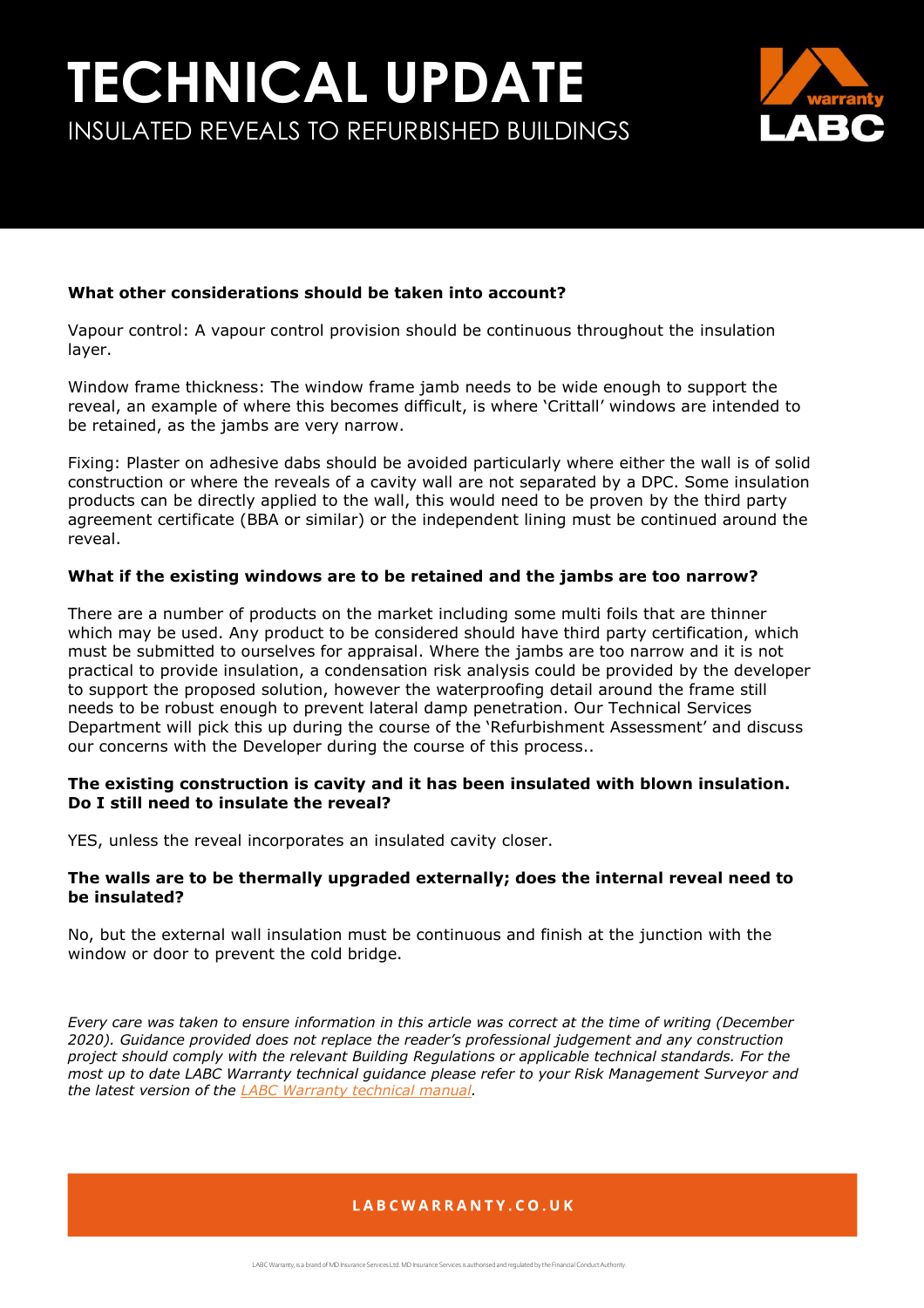# TECHNICAL UPDATE

INSULATED REVEALS TO REFURBISHED BUILDINGS

**What other considerations should be taken into account?**

Vapour control: A vapour control provision should be continuous throughout the insulation layer.

Window frame thickness: The window frame jamb needs to be wide enough to support the reveal, an example of where this becomes difficult, is where 'Crittall' windows are intended to be retained, as the jambs are very narrow.

Fixing: Plaster on adhesive dabs should be avoided particularly where either the wall is of solid construction or where the reveals of a cavity wall are not separated by a DPC. Some insulation products can be directly applied to the wall, this would need to be proven by the third party agreement certificate (BBA or similar) or the independent lining must be continued around the reveal.

**What if the existing windows are to be retained and the jambs are too narrow?**

There are a number of products on the market including some multi foils that are thinner which may be used. Any product to be considered should have third party certification, which must be submitted to ourselves for appraisal. Where the jambs are too narrow and it is not practical to provide insulation, a condensation risk analysis could be provided by the developer to support the proposed solution, however the waterproofing detail around the frame still needs to be robust enough to prevent lateral damp penetration. Our Technical Services Department will pick this up during the course of the 'Refurbishment Assessment' and discuss our concerns with the Developer during the course of this process..

**The existing construction is cavity and it has been insulated with blown insulation. Do I still need to insulate the reveal?**

YES, unless the reveal incorporates an insulated cavity closer.

**The walls are to be thermally upgraded externally; does the internal reveal need to be insulated?**

No, but the external wall insulation must be continuous and finish at the junction with the window or door to prevent the cold bridge.

*Every care was taken to ensure information in this article was correct at the time of writing (December 2020). Guidance provided does not replace the reader's professional judgement and any construction project should comply with the relevant Building Regulations or applicable technical standards. For the most up to date LABC Warranty technical guidance please refer to your Risk Management Surveyor and the latest version of the LABC Warranty technical manual.*

LABCWARRANTY.CO.UK

LABC Warranty, is a brand of MD Insurance Services Ltd. MD Insurance Services is authorised and regulated by the Financial Conduct Authority.